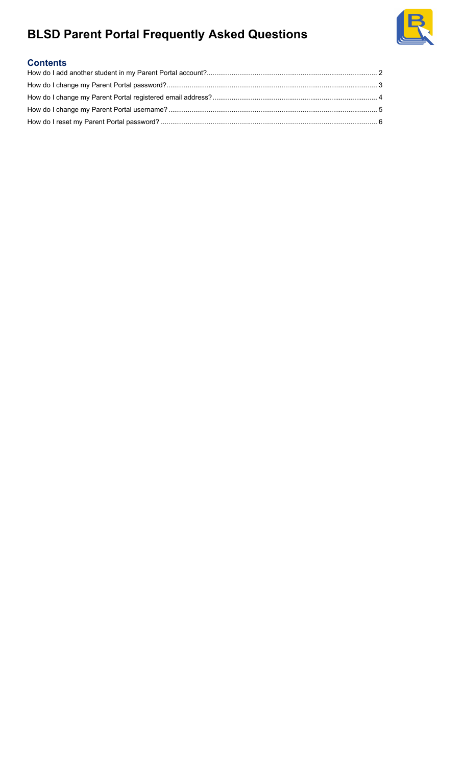# BLSD Parent Portal Frequently Asked Questions

## Contents

How do I add another student in my Parent Portal account?........................................................................................ 2
How do I change my Parent Portal password?............................................................................................................. 3
How do I change my Parent Portal registered email address?...................................................................................... 4
How do I change my Parent Portal username? ............................................................................................................. 5
How do I reset my Parent Portal password? ................................................................................................................. 6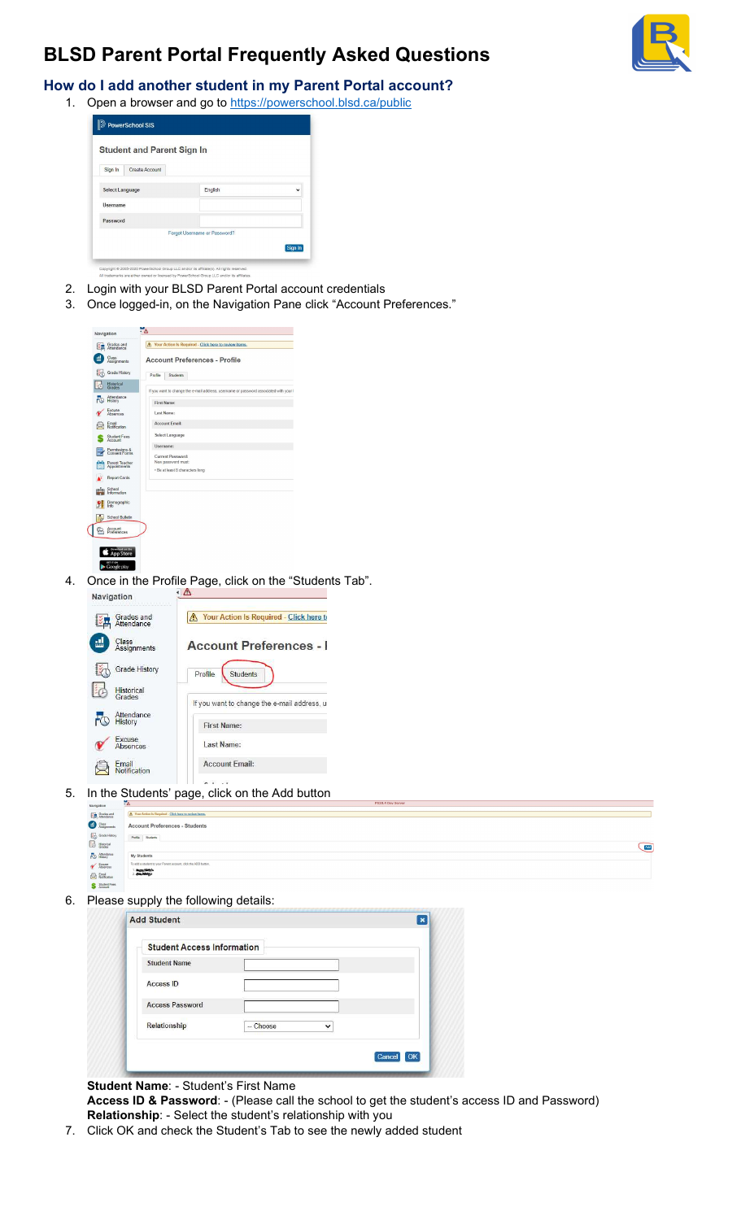# BLSD Parent Portal Frequently Asked Questions

## How do I add another student in my Parent Portal account?

1. Open a browser and go to https://powerschool.blsd.ca/public
2. Login with your BLSD Parent Portal account credentials
3. Once logged-in, on the Navigation Pane click "Account Preferences."
4. Once in the Profile Page, click on the "Students Tab".
5. In the Students' page, click on the Add button
6. Please supply the following details:

   **Student Name**: - Student's First Name
   **Access ID & Password**: - (Please call the school to get the student's access ID and Password)
   **Relationship**: - Select the student's relationship with you
7. Click OK and check the Student's Tab to see the newly added student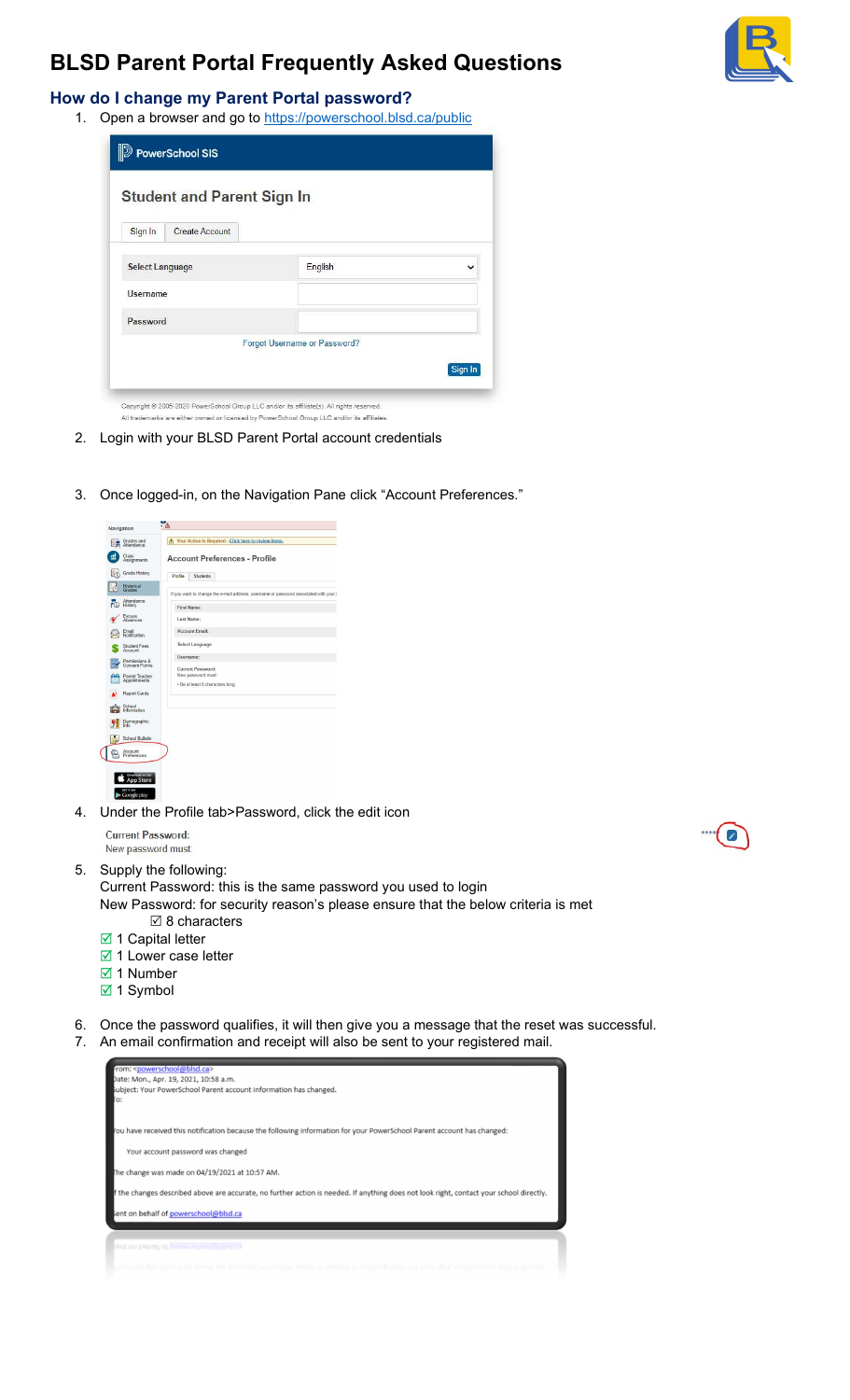# BLSD Parent Portal Frequently Asked Questions

## How do I change my Parent Portal password?

1. Open a browser and go to https://powerschool.blsd.ca/public
2. Login with your BLSD Parent Portal account credentials
3. Once logged-in, on the Navigation Pane click "Account Preferences."
4. Under the Profile tab>Password, click the edit icon
5. Supply the following:
   Current Password: this is the same password you used to login
   New Password: for security reason's please ensure that the below criteria is met
   - ☑ 8 characters
   - ☑ 1 Capital letter
   - ☑ 1 Lower case letter
   - ☑ 1 Number
   - ☑ 1 Symbol
6. Once the password qualifies, it will then give you a message that the reset was successful.
7. An email confirmation and receipt will also be sent to your registered mail.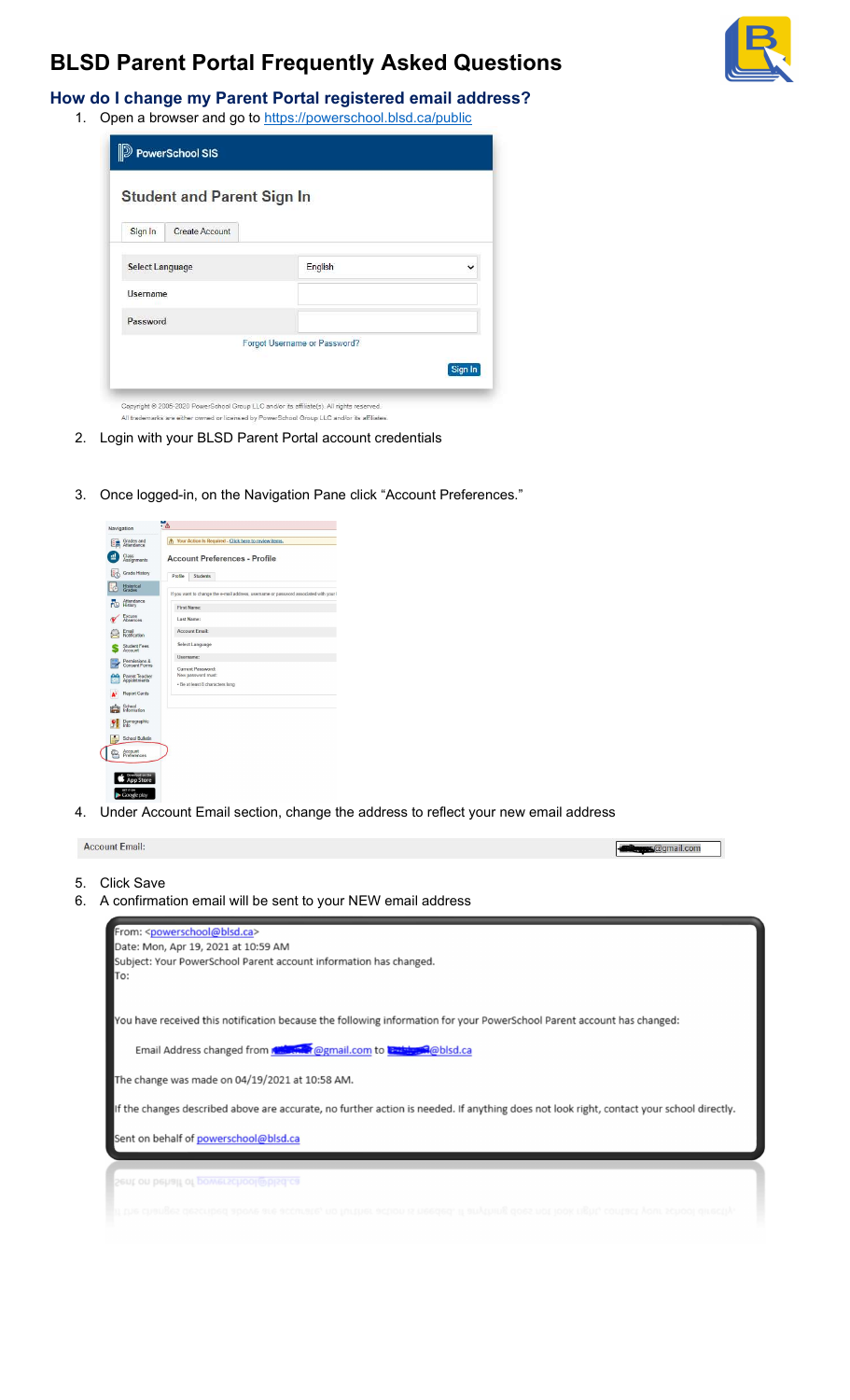# BLSD Parent Portal Frequently Asked Questions

## How do I change my Parent Portal registered email address?

1. Open a browser and go to https://powerschool.blsd.ca/public

2. Login with your BLSD Parent Portal account credentials

3. Once logged-in, on the Navigation Pane click "Account Preferences."

4. Under Account Email section, change the address to reflect your new email address

5. Click Save

6. A confirmation email will be sent to your NEW email address

From: <powerschool@blsd.ca>
Date: Mon, Apr 19, 2021 at 10:59 AM
Subject: Your PowerSchool Parent account information has changed.
To:

You have received this notification because the following information for your PowerSchool Parent account has changed:

Email Address changed from @gmail.com to @blsd.ca

The change was made on 04/19/2021 at 10:58 AM.

If the changes described above are accurate, no further action is needed. If anything does not look right, contact your school directly.

Sent on behalf of powerschool@blsd.ca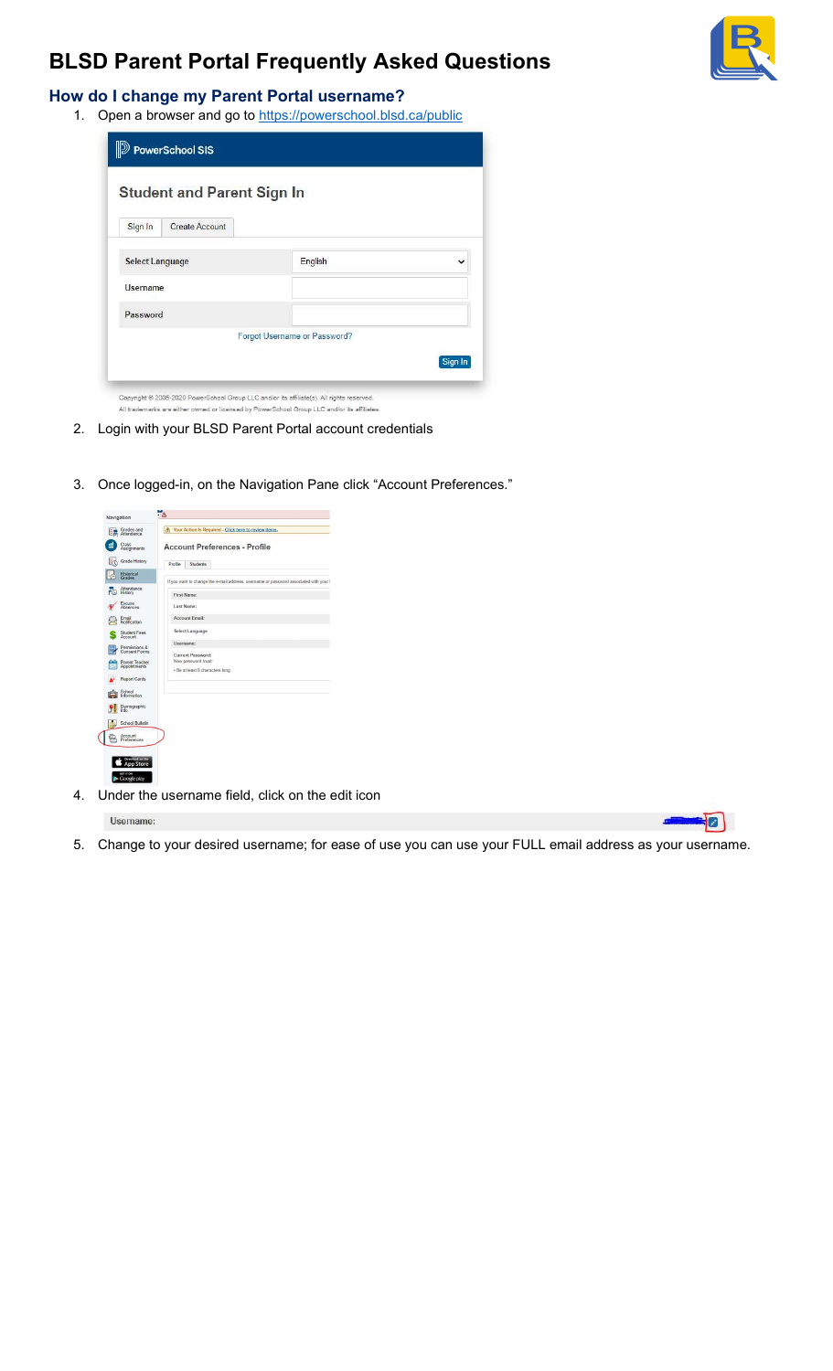# BLSD Parent Portal Frequently Asked Questions

## How do I change my Parent Portal username?

1. Open a browser and go to https://powerschool.blsd.ca/public
2. Login with your BLSD Parent Portal account credentials
3. Once logged-in, on the Navigation Pane click "Account Preferences."
4. Under the username field, click on the edit icon
5. Change to your desired username; for ease of use you can use your FULL email address as your username.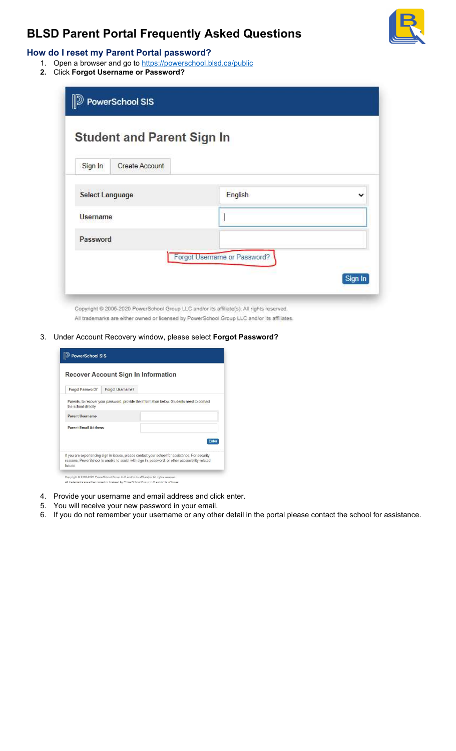# BLSD Parent Portal Frequently Asked Questions

## How do I reset my Parent Portal password?

1. Open a browser and go to https://powerschool.blsd.ca/public
2. Click **Forgot Username or Password?**

PowerSchool SIS

Student and Parent Sign In

Sign In | Create Account

Select Language: English

Username

Password

Forgot Username or Password?

Sign In

Copyright © 2005-2020 PowerSchool Group LLC and/or its affiliate(s). All rights reserved.
All trademarks are either owned or licensed by PowerSchool Group LLC and/or its affiliates.

3. Under Account Recovery window, please select **Forgot Password?**

PowerSchool SIS

Recover Account Sign In Information

Forgot Password? | Forgot Username?

Parents, to recover your password, provide the information below. Students need to contact the school directly.

Parent Username

Parent Email Address

Enter

If you are experiencing sign in issues, please contact your school for assistance. For security reasons, PowerSchool is unable to assist with sign in, password, or other accessibility-related issues.

Copyright © 2005-2020 PowerSchool Group LLC and/or its affiliate(s). All rights reserved.
All trademarks are either owned or licensed by PowerSchool Group LLC and/or its affiliates.

4. Provide your username and email address and click enter.
5. You will receive your new password in your email.
6. If you do not remember your username or any other detail in the portal please contact the school for assistance.